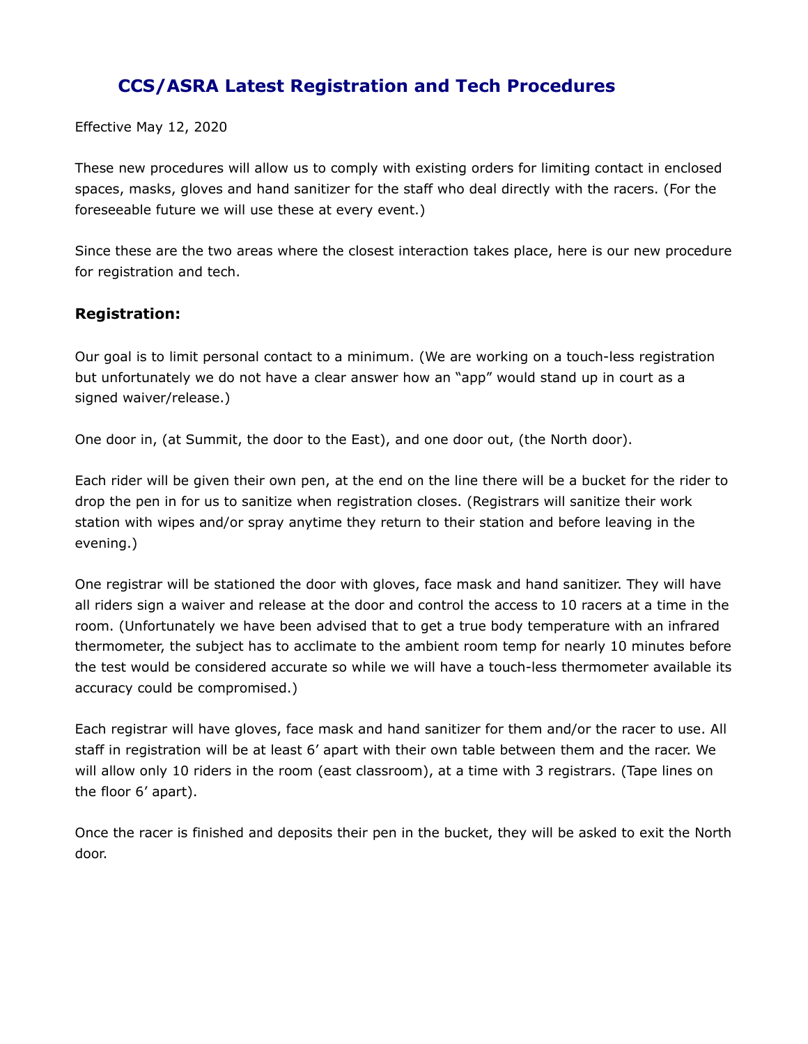# CCS/ASRA Latest Registration and Tech Procedures

Effective May 12, 2020

These new procedures will allow us to comply with existing orders for limiting contact in enclosed spaces, masks, gloves and hand sanitizer for the staff who deal directly with the racers. (For the foreseeable future we will use these at every event.)

Since these are the two areas where the closest interaction takes place, here is our new procedure for registration and tech.

### Registration:

Our goal is to limit personal contact to a minimum. (We are working on a touch-less registration but unfortunately we do not have a clear answer how an "app" would stand up in court as a signed waiver/release.)

One door in, (at Summit, the door to the East), and one door out, (the North door).

Each rider will be given their own pen, at the end on the line there will be a bucket for the rider to drop the pen in for us to sanitize when registration closes. (Registrars will sanitize their work station with wipes and/or spray anytime they return to their station and before leaving in the evening.)

One registrar will be stationed the door with gloves, face mask and hand sanitizer. They will have all riders sign a waiver and release at the door and control the access to 10 racers at a time in the room. (Unfortunately we have been advised that to get a true body temperature with an infrared thermometer, the subject has to acclimate to the ambient room temp for nearly 10 minutes before the test would be considered accurate so while we will have a touch-less thermometer available its accuracy could be compromised.)

Each registrar will have gloves, face mask and hand sanitizer for them and/or the racer to use. All staff in registration will be at least 6' apart with their own table between them and the racer. We will allow only 10 riders in the room (east classroom), at a time with 3 registrars. (Tape lines on the floor 6' apart).

Once the racer is finished and deposits their pen in the bucket, they will be asked to exit the North door.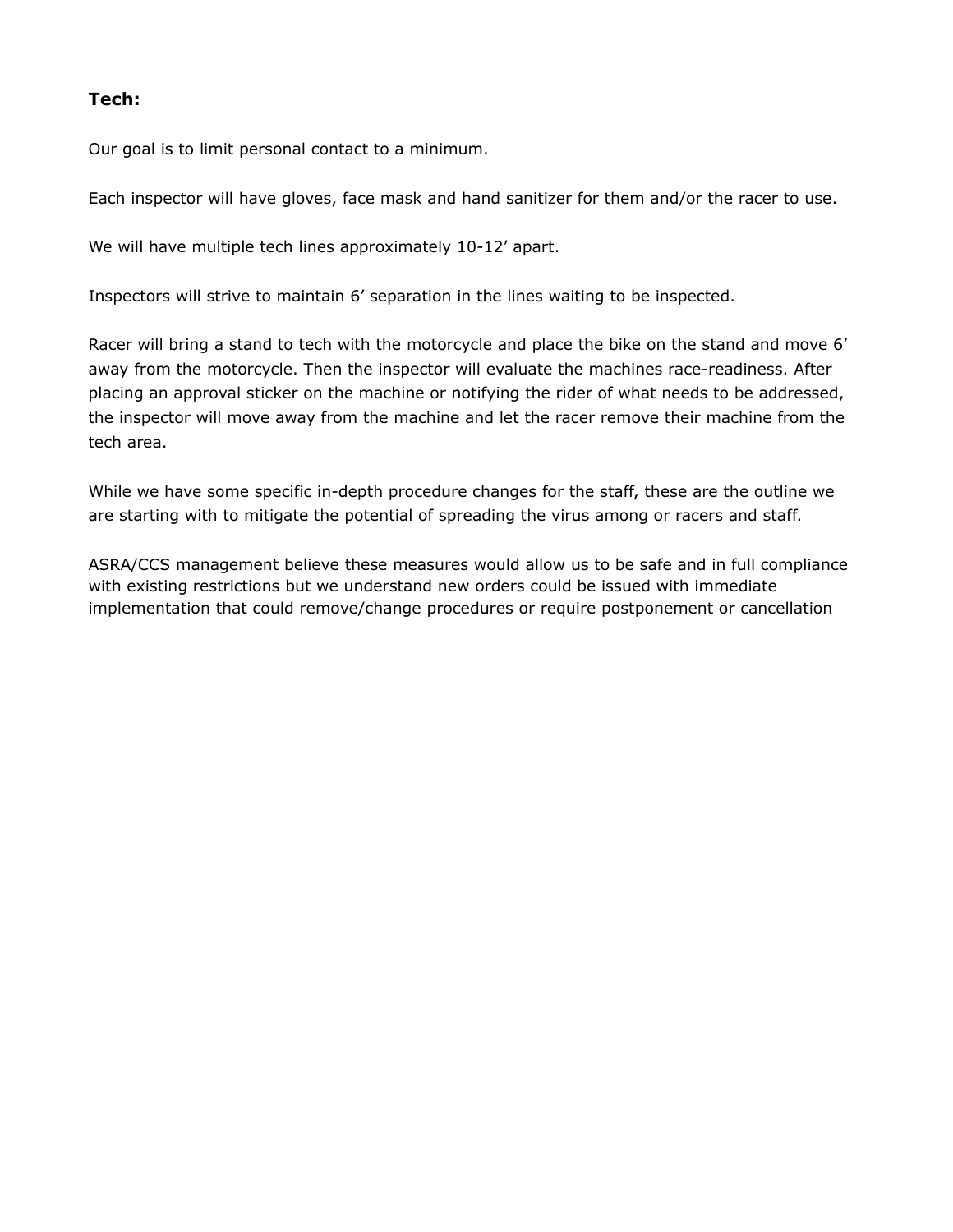**Tech:**

Our goal is to limit personal contact to a minimum.

Each inspector will have gloves, face mask and hand sanitizer for them and/or the racer to use.

We will have multiple tech lines approximately 10-12' apart.

Inspectors will strive to maintain 6' separation in the lines waiting to be inspected.

Racer will bring a stand to tech with the motorcycle and place the bike on the stand and move 6' away from the motorcycle. Then the inspector will evaluate the machines race-readiness. After placing an approval sticker on the machine or notifying the rider of what needs to be addressed, the inspector will move away from the machine and let the racer remove their machine from the tech area.

While we have some specific in-depth procedure changes for the staff, these are the outline we are starting with to mitigate the potential of spreading the virus among or racers and staff.

ASRA/CCS management believe these measures would allow us to be safe and in full compliance with existing restrictions but we understand new orders could be issued with immediate implementation that could remove/change procedures or require postponement or cancellation